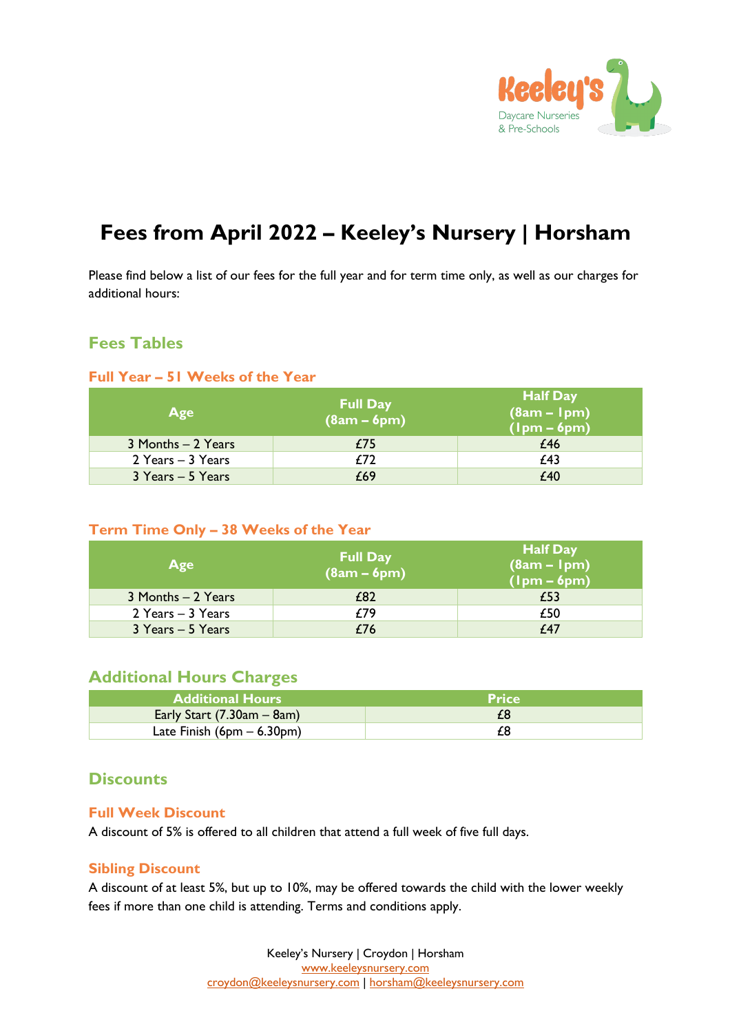# Fees from April 2022 – Keeley's Nursery | Horsham

Please find below a list of our fees for the full year and for term time only, as well as our charges for additional hours:

## Fees Tables

### Full Year – 51 Weeks of the Year

| Age | Full Day (8am – 6pm) | Half Day (8am – 1pm) (1pm – 6pm) |
|---|---|---|
| 3 Months – 2 Years | £75 | £46 |
| 2 Years – 3 Years | £72 | £43 |
| 3 Years – 5 Years | £69 | £40 |

### Term Time Only – 38 Weeks of the Year

| Age | Full Day (8am – 6pm) | Half Day (8am – 1pm) (1pm – 6pm) |
|---|---|---|
| 3 Months – 2 Years | £82 | £53 |
| 2 Years – 3 Years | £79 | £50 |
| 3 Years – 5 Years | £76 | £47 |

## Additional Hours Charges

| Additional Hours | Price |
|---|---|
| Early Start (7.30am – 8am) | £8 |
| Late Finish (6pm – 6.30pm) | £8 |

## Discounts

### Full Week Discount

A discount of 5% is offered to all children that attend a full week of five full days.

### Sibling Discount

A discount of at least 5%, but up to 10%, may be offered towards the child with the lower weekly fees if more than one child is attending. Terms and conditions apply.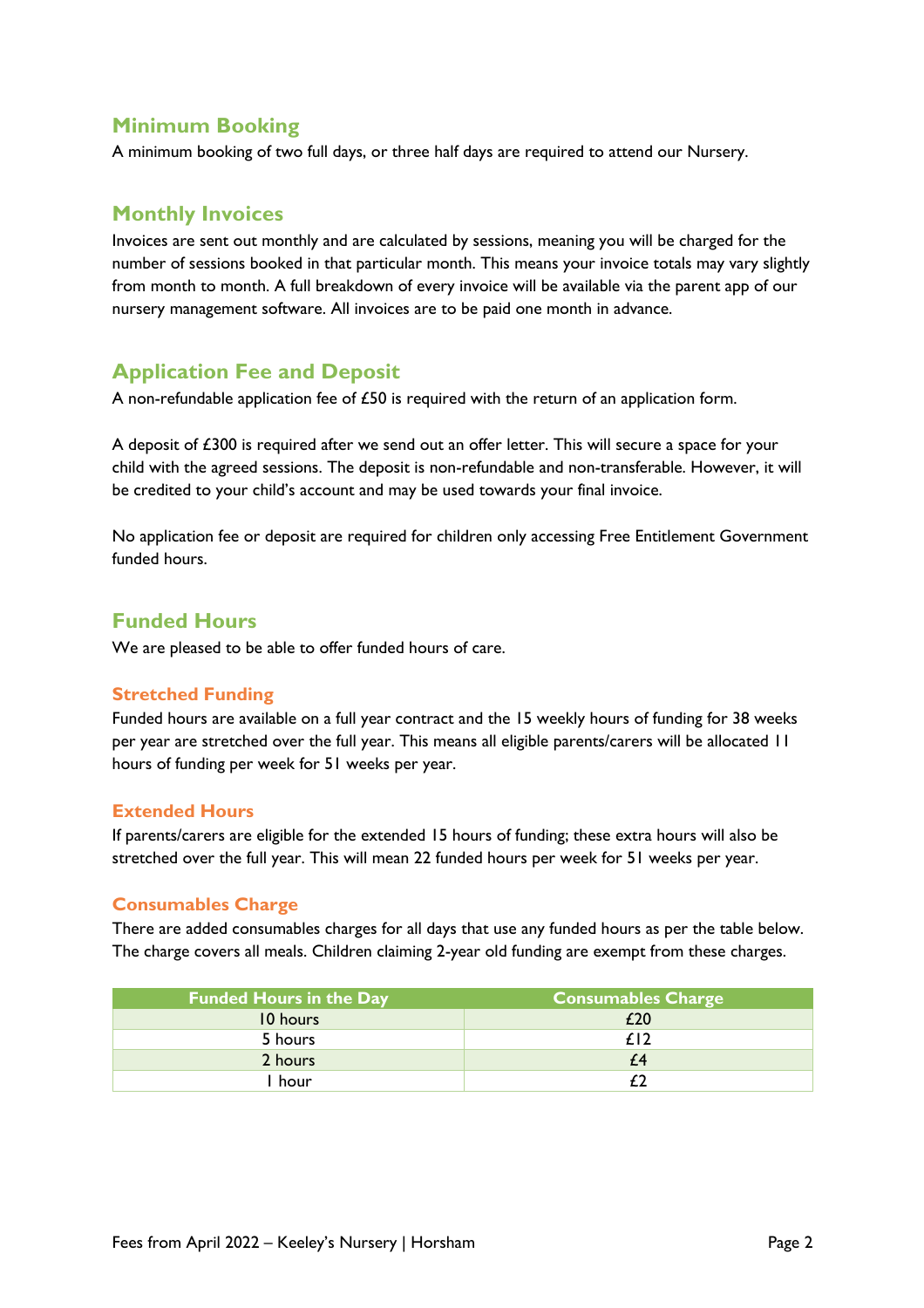## Minimum Booking

A minimum booking of two full days, or three half days are required to attend our Nursery.

## Monthly Invoices

Invoices are sent out monthly and are calculated by sessions, meaning you will be charged for the number of sessions booked in that particular month. This means your invoice totals may vary slightly from month to month. A full breakdown of every invoice will be available via the parent app of our nursery management software. All invoices are to be paid one month in advance.

## Application Fee and Deposit

A non-refundable application fee of £50 is required with the return of an application form.

A deposit of £300 is required after we send out an offer letter. This will secure a space for your child with the agreed sessions. The deposit is non-refundable and non-transferable. However, it will be credited to your child's account and may be used towards your final invoice.

No application fee or deposit are required for children only accessing Free Entitlement Government funded hours.

## Funded Hours

We are pleased to be able to offer funded hours of care.

### Stretched Funding

Funded hours are available on a full year contract and the 15 weekly hours of funding for 38 weeks per year are stretched over the full year. This means all eligible parents/carers will be allocated 11 hours of funding per week for 51 weeks per year.

### Extended Hours

If parents/carers are eligible for the extended 15 hours of funding; these extra hours will also be stretched over the full year. This will mean 22 funded hours per week for 51 weeks per year.

### Consumables Charge

There are added consumables charges for all days that use any funded hours as per the table below. The charge covers all meals. Children claiming 2-year old funding are exempt from these charges.

| Funded Hours in the Day | Consumables Charge |
|---|---|
| 10 hours | £20 |
| 5 hours | £12 |
| 2 hours | £4 |
| 1 hour | £2 |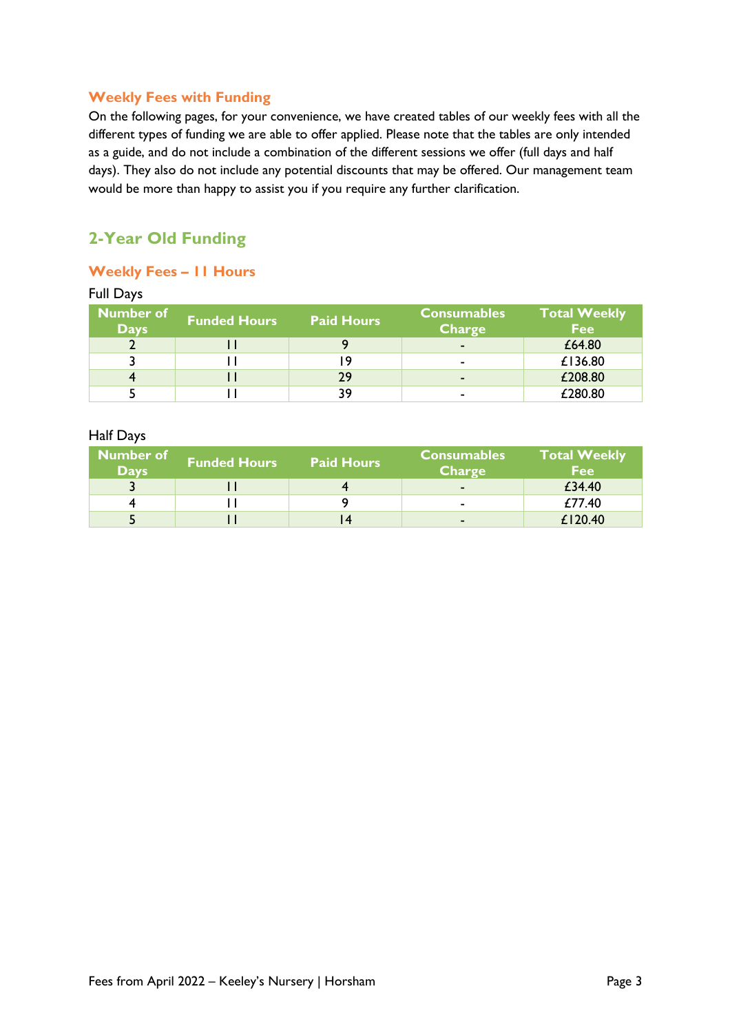### Weekly Fees with Funding

On the following pages, for your convenience, we have created tables of our weekly fees with all the different types of funding we are able to offer applied. Please note that the tables are only intended as a guide, and do not include a combination of the different sessions we offer (full days and half days). They also do not include any potential discounts that may be offered. Our management team would be more than happy to assist you if you require any further clarification.

## 2-Year Old Funding

### Weekly Fees – 11 Hours

Full Days

| Number of Days | Funded Hours | Paid Hours | Consumables Charge | Total Weekly Fee |
|---|---|---|---|---|
| 2 | 11 | 9 | - | £64.80 |
| 3 | 11 | 19 | - | £136.80 |
| 4 | 11 | 29 | - | £208.80 |
| 5 | 11 | 39 | - | £280.80 |

Half Days

| Number of Days | Funded Hours | Paid Hours | Consumables Charge | Total Weekly Fee |
|---|---|---|---|---|
| 3 | 11 | 4 | - | £34.40 |
| 4 | 11 | 9 | - | £77.40 |
| 5 | 11 | 14 | - | £120.40 |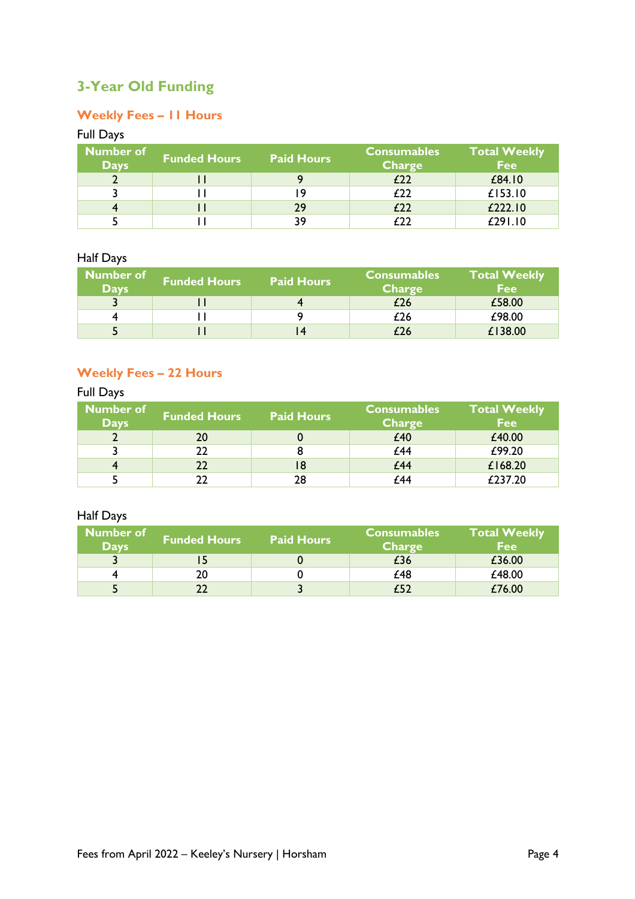## 3-Year Old Funding

### Weekly Fees – 11 Hours

Full Days

| Number of Days | Funded Hours | Paid Hours | Consumables Charge | Total Weekly Fee |
|---|---|---|---|---|
| 2 | 11 | 9 | £22 | £84.10 |
| 3 | 11 | 19 | £22 | £153.10 |
| 4 | 11 | 29 | £22 | £222.10 |
| 5 | 11 | 39 | £22 | £291.10 |

Half Days

| Number of Days | Funded Hours | Paid Hours | Consumables Charge | Total Weekly Fee |
|---|---|---|---|---|
| 3 | 11 | 4 | £26 | £58.00 |
| 4 | 11 | 9 | £26 | £98.00 |
| 5 | 11 | 14 | £26 | £138.00 |

### Weekly Fees – 22 Hours

Full Days

| Number of Days | Funded Hours | Paid Hours | Consumables Charge | Total Weekly Fee |
|---|---|---|---|---|
| 2 | 20 | 0 | £40 | £40.00 |
| 3 | 22 | 8 | £44 | £99.20 |
| 4 | 22 | 18 | £44 | £168.20 |
| 5 | 22 | 28 | £44 | £237.20 |

Half Days

| Number of Days | Funded Hours | Paid Hours | Consumables Charge | Total Weekly Fee |
|---|---|---|---|---|
| 3 | 15 | 0 | £36 | £36.00 |
| 4 | 20 | 0 | £48 | £48.00 |
| 5 | 22 | 3 | £52 | £76.00 |